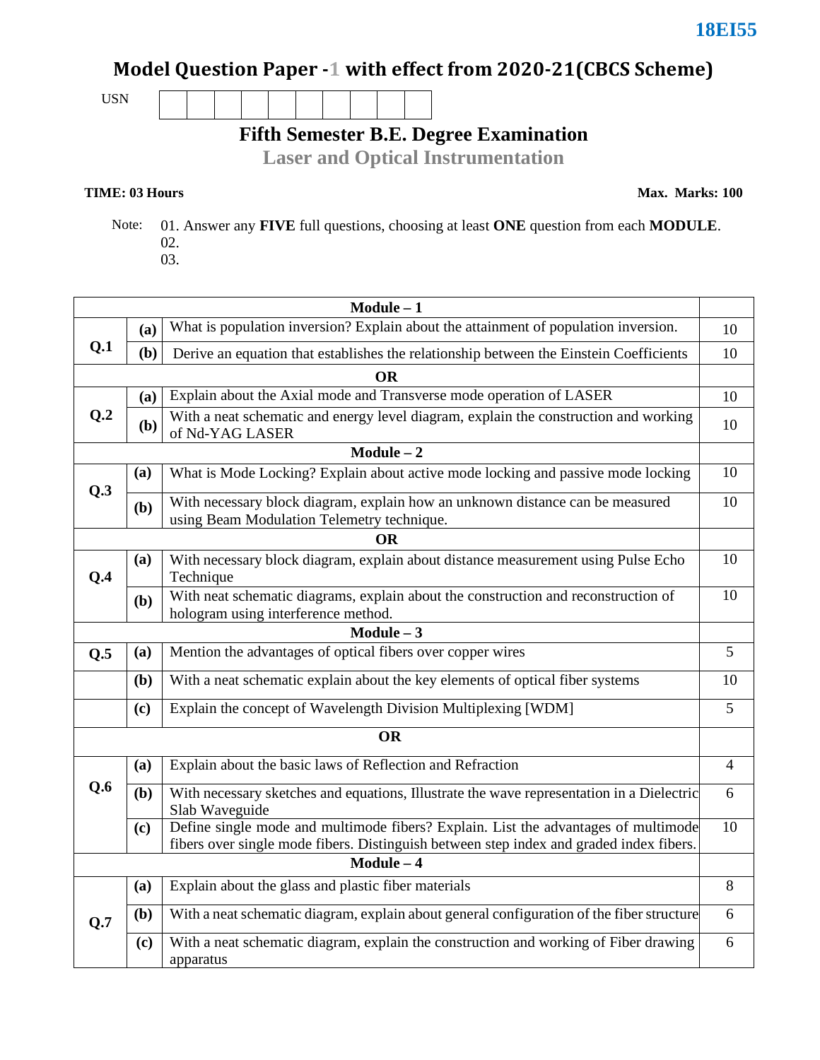**18EI55**

# Model Question Paper -1 with effect from 2020-21(CBCS Scheme)

USN | | | | | | | | | | |

## Fifth Semester B.E. Degree Examination

## Laser and Optical Instrumentation

**TIME: 03 Hours** **Max. Marks: 100**

Note: 01. Answer any **FIVE** full questions, choosing at least **ONE** question from each **MODULE**.
02.
03.

| | | | |
|---|---|---|---|
| | | **Module – 1** | |
| **Q.1** | **(a)** | What is population inversion? Explain about the attainment of population inversion. | 10 |
| | **(b)** | Derive an equation that establishes the relationship between the Einstein Coefficients | 10 |
| | | **OR** | |
| **Q.2** | **(a)** | Explain about the Axial mode and Transverse mode operation of LASER | 10 |
| | **(b)** | With a neat schematic and energy level diagram, explain the construction and working of Nd-YAG LASER | 10 |
| | | **Module – 2** | |
| **Q.3** | **(a)** | What is Mode Locking? Explain about active mode locking and passive mode locking | 10 |
| | **(b)** | With necessary block diagram, explain how an unknown distance can be measured using Beam Modulation Telemetry technique. | 10 |
| | | **OR** | |
| **Q.4** | **(a)** | With necessary block diagram, explain about distance measurement using Pulse Echo Technique | 10 |
| | **(b)** | With neat schematic diagrams, explain about the construction and reconstruction of hologram using interference method. | 10 |
| | | **Module – 3** | |
| **Q.5** | **(a)** | Mention the advantages of optical fibers over copper wires | 5 |
| | **(b)** | With a neat schematic explain about the key elements of optical fiber systems | 10 |
| | **(c)** | Explain the concept of Wavelength Division Multiplexing [WDM] | 5 |
| | | **OR** | |
| **Q.6** | **(a)** | Explain about the basic laws of Reflection and Refraction | 4 |
| | **(b)** | With necessary sketches and equations, Illustrate the wave representation in a Dielectric Slab Waveguide | 6 |
| | **(c)** | Define single mode and multimode fibers? Explain. List the advantages of multimode fibers over single mode fibers. Distinguish between step index and graded index fibers. | 10 |
| | | **Module – 4** | |
| **Q.7** | **(a)** | Explain about the glass and plastic fiber materials | 8 |
| | **(b)** | With a neat schematic diagram, explain about general configuration of the fiber structure | 6 |
| | **(c)** | With a neat schematic diagram, explain the construction and working of Fiber drawing apparatus | 6 |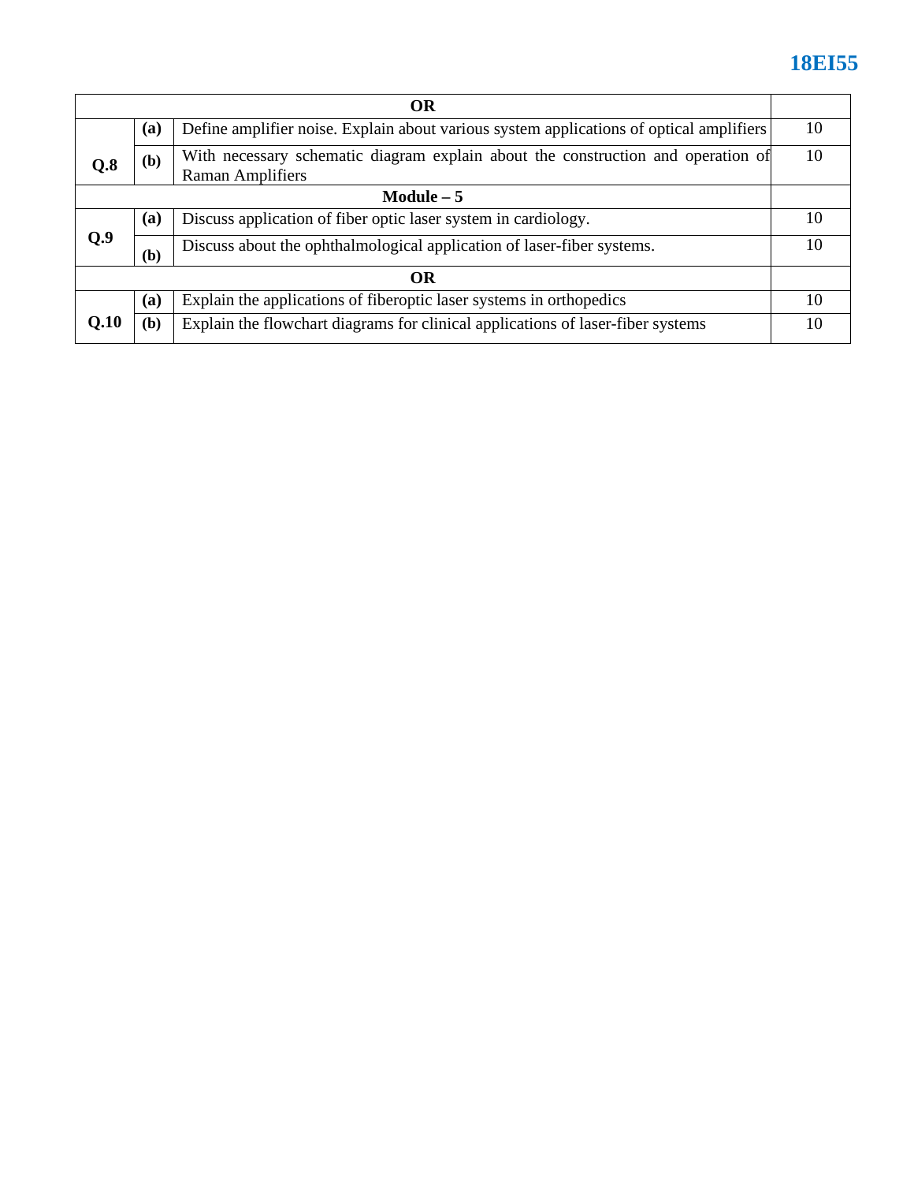| | | OR | |
|---|---|---|---|
| **Q.8** | **(a)** | Define amplifier noise. Explain about various system applications of optical amplifiers | 10 |
| | **(b)** | With necessary schematic diagram explain about the construction and operation of Raman Amplifiers | 10 |
| | | **Module – 5** | |
| **Q.9** | **(a)** | Discuss application of fiber optic laser system in cardiology. | 10 |
| | **(b)** | Discuss about the ophthalmological application of laser-fiber systems. | 10 |
| | | **OR** | |
| **Q.10** | **(a)** | Explain the applications of fiberoptic laser systems in orthopedics | 10 |
| | **(b)** | Explain the flowchart diagrams for clinical applications of laser-fiber systems | 10 |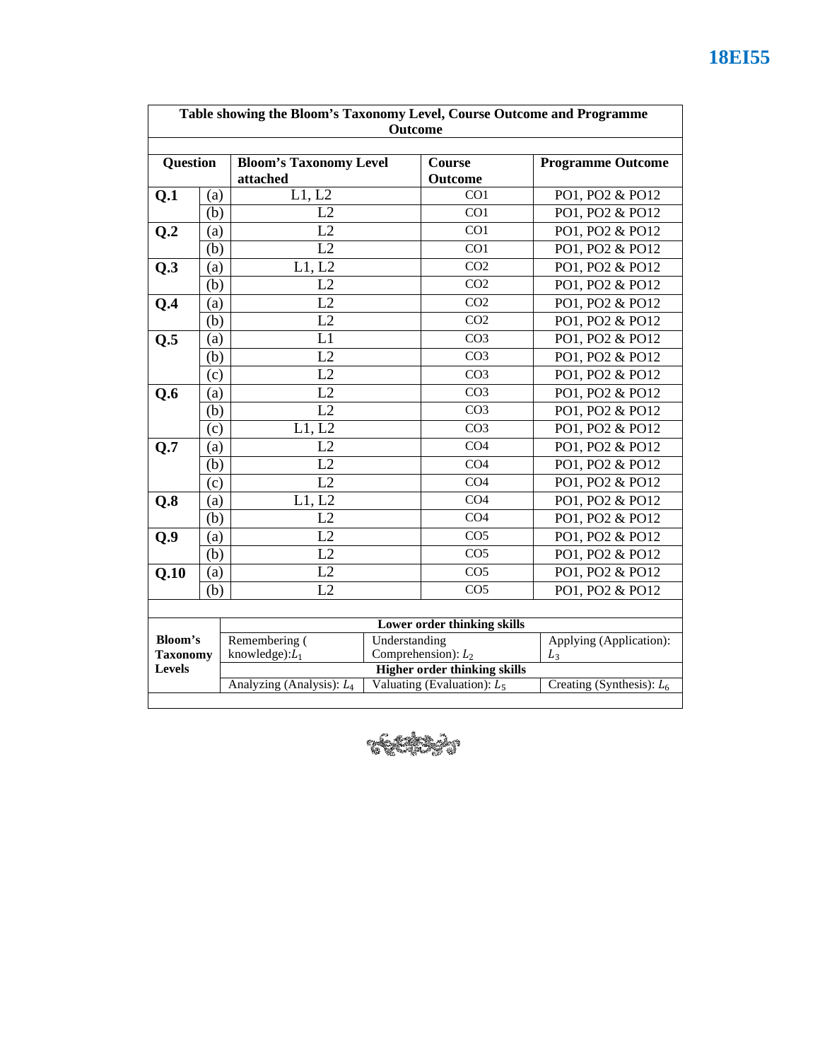**Table showing the Bloom's Taxonomy Level, Course Outcome and Programme Outcome**

| Question | | Bloom's Taxonomy Level attached | Course Outcome | Programme Outcome |
|---|---|---|---|---|
| **Q.1** | (a) | L1, L2 | CO1 | PO1, PO2 & PO12 |
| | (b) | L2 | CO1 | PO1, PO2 & PO12 |
| **Q.2** | (a) | L2 | CO1 | PO1, PO2 & PO12 |
| | (b) | L2 | CO1 | PO1, PO2 & PO12 |
| **Q.3** | (a) | L1, L2 | CO2 | PO1, PO2 & PO12 |
| | (b) | L2 | CO2 | PO1, PO2 & PO12 |
| **Q.4** | (a) | L2 | CO2 | PO1, PO2 & PO12 |
| | (b) | L2 | CO2 | PO1, PO2 & PO12 |
| **Q.5** | (a) | L1 | CO3 | PO1, PO2 & PO12 |
| | (b) | L2 | CO3 | PO1, PO2 & PO12 |
| | (c) | L2 | CO3 | PO1, PO2 & PO12 |
| **Q.6** | (a) | L2 | CO3 | PO1, PO2 & PO12 |
| | (b) | L2 | CO3 | PO1, PO2 & PO12 |
| | (c) | L1, L2 | CO3 | PO1, PO2 & PO12 |
| **Q.7** | (a) | L2 | CO4 | PO1, PO2 & PO12 |
| | (b) | L2 | CO4 | PO1, PO2 & PO12 |
| | (c) | L2 | CO4 | PO1, PO2 & PO12 |
| **Q.8** | (a) | L1, L2 | CO4 | PO1, PO2 & PO12 |
| | (b) | L2 | CO4 | PO1, PO2 & PO12 |
| **Q.9** | (a) | L2 | CO5 | PO1, PO2 & PO12 |
| | (b) | L2 | CO5 | PO1, PO2 & PO12 |
| **Q.10** | (a) | L2 | CO5 | PO1, PO2 & PO12 |
| | (b) | L2 | CO5 | PO1, PO2 & PO12 |

| **Bloom's Taxonomy Levels** | **Lower order thinking skills** | | |
|---|---|---|---|
| | Remembering ( knowledge): $L_1$ | Understanding Comprehension): $L_2$ | Applying (Application): $L_3$ |
| | **Higher order thinking skills** | | |
| | Analyzing (Analysis): $L_4$ | Valuating (Evaluation): $L_5$ | Creating (Synthesis): $L_6$ |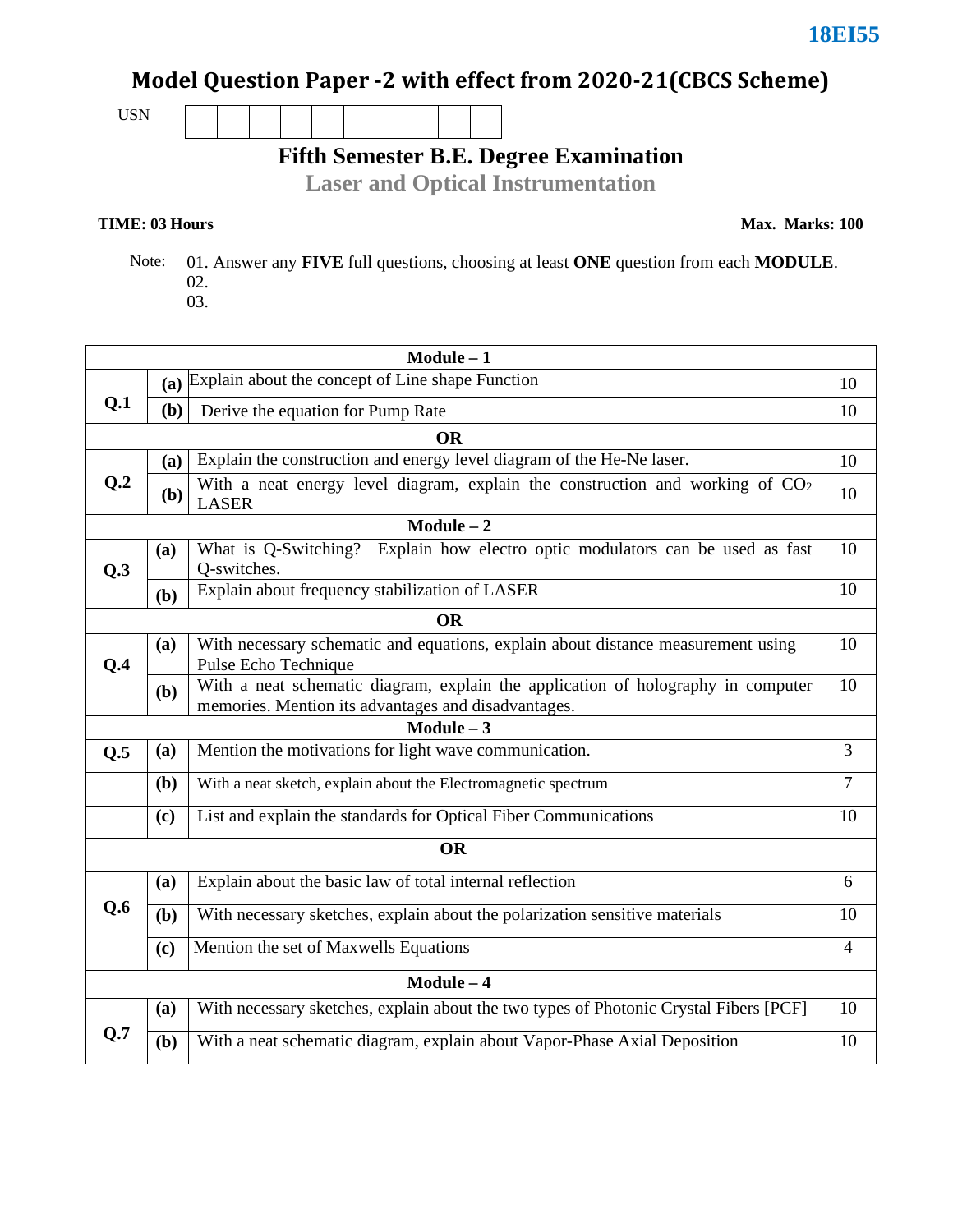18EI55

# Model Question Paper -2 with effect from 2020-21(CBCS Scheme)

USN

## Fifth Semester B.E. Degree Examination
## Laser and Optical Instrumentation

**TIME: 03 Hours** **Max. Marks: 100**

Note: 01. Answer any **FIVE** full questions, choosing at least **ONE** question from each **MODULE**.
02.
03.

| | | **Module – 1** | |
|---|---|---|---|
| **Q.1** | **(a)** | Explain about the concept of Line shape Function | 10 |
| | **(b)** | Derive the equation for Pump Rate | 10 |
| | | **OR** | |
| **Q.2** | **(a)** | Explain the construction and energy level diagram of the He-Ne laser. | 10 |
| | **(b)** | With a neat energy level diagram, explain the construction and working of $CO_2$ LASER | 10 |
| | | **Module – 2** | |
| **Q.3** | **(a)** | What is Q-Switching? Explain how electro optic modulators can be used as fast Q-switches. | 10 |
| | **(b)** | Explain about frequency stabilization of LASER | 10 |
| | | **OR** | |
| **Q.4** | **(a)** | With necessary schematic and equations, explain about distance measurement using Pulse Echo Technique | 10 |
| | **(b)** | With a neat schematic diagram, explain the application of holography in computer memories. Mention its advantages and disadvantages. | 10 |
| | | **Module – 3** | |
| **Q.5** | **(a)** | Mention the motivations for light wave communication. | 3 |
| | **(b)** | With a neat sketch, explain about the Electromagnetic spectrum | 7 |
| | **(c)** | List and explain the standards for Optical Fiber Communications | 10 |
| | | **OR** | |
| **Q.6** | **(a)** | Explain about the basic law of total internal reflection | 6 |
| | **(b)** | With necessary sketches, explain about the polarization sensitive materials | 10 |
| | **(c)** | Mention the set of Maxwells Equations | 4 |
| | | **Module – 4** | |
| **Q.7** | **(a)** | With necessary sketches, explain about the two types of Photonic Crystal Fibers [PCF] | 10 |
| | **(b)** | With a neat schematic diagram, explain about Vapor-Phase Axial Deposition | 10 |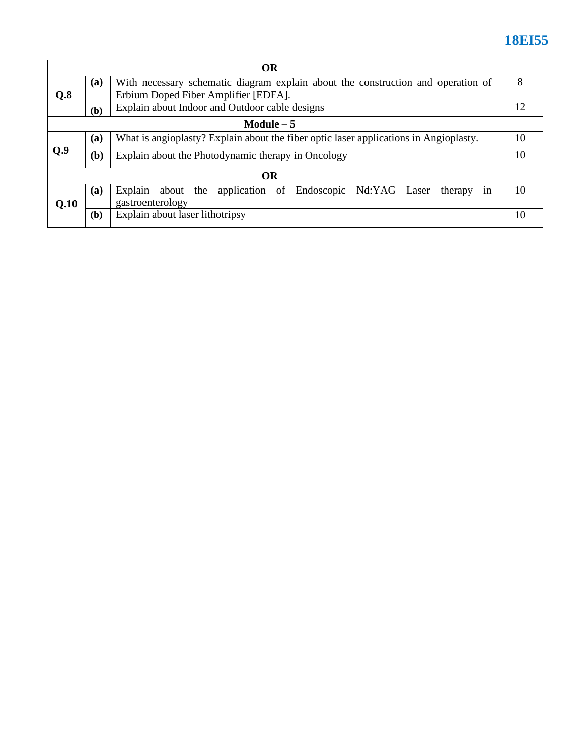| OR | | | |
|---|---|---|---|
| **Q.8** | **(a)** | With necessary schematic diagram explain about the construction and operation of Erbium Doped Fiber Amplifier [EDFA]. | 8 |
| | **(b)** | Explain about Indoor and Outdoor cable designs | 12 |
| **Module – 5** | | | |
| **Q.9** | **(a)** | What is angioplasty? Explain about the fiber optic laser applications in Angioplasty. | 10 |
| | **(b)** | Explain about the Photodynamic therapy in Oncology | 10 |
| **OR** | | | |
| **Q.10** | **(a)** | Explain about the application of Endoscopic Nd:YAG Laser therapy in gastroenterology | 10 |
| | **(b)** | Explain about laser lithotripsy | 10 |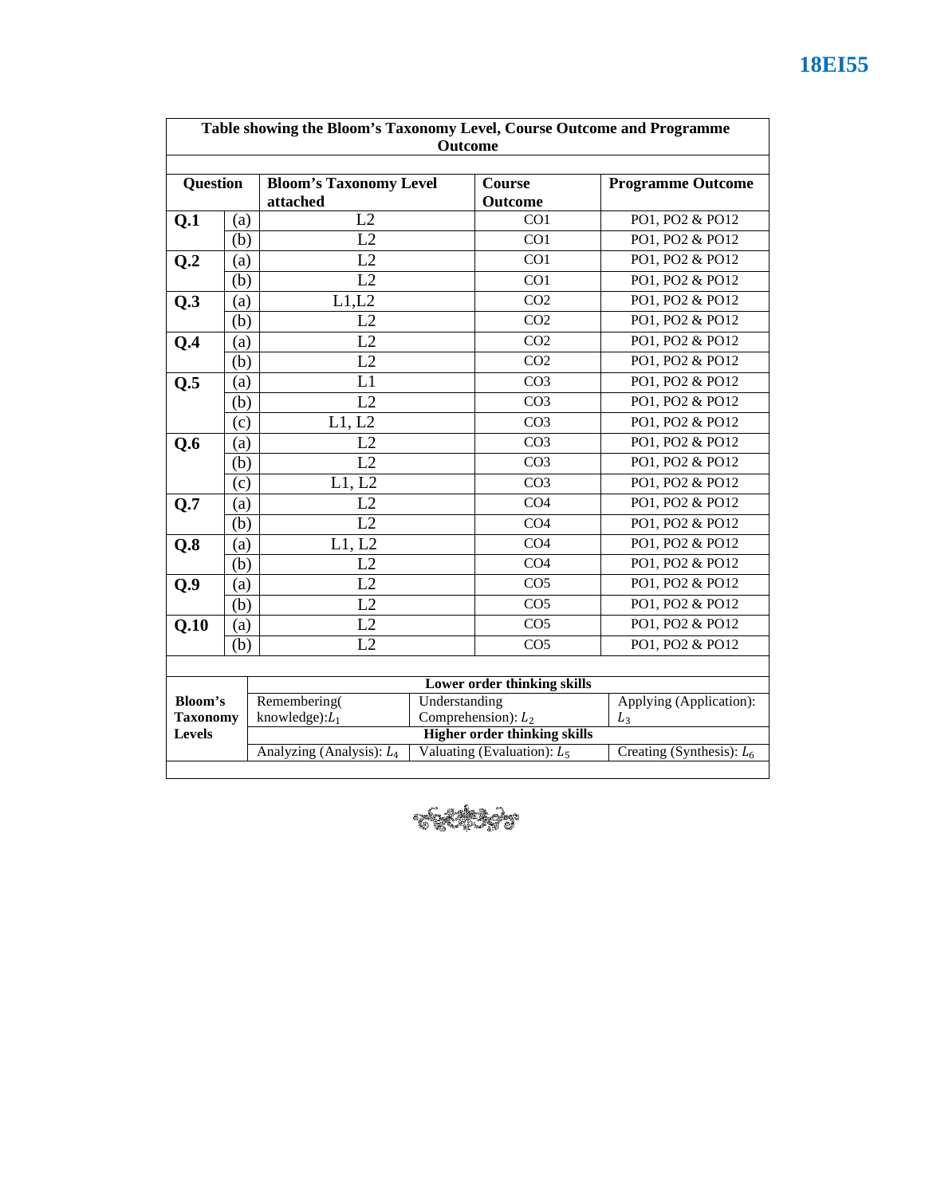**Table showing the Bloom's Taxonomy Level, Course Outcome and Programme Outcome**

| Question | | Bloom's Taxonomy Level attached | Course Outcome | Programme Outcome |
|---|---|---|---|---|
| **Q.1** | (a) | L2 | CO1 | PO1, PO2 & PO12 |
| | (b) | L2 | CO1 | PO1, PO2 & PO12 |
| **Q.2** | (a) | L2 | CO1 | PO1, PO2 & PO12 |
| | (b) | L2 | CO1 | PO1, PO2 & PO12 |
| **Q.3** | (a) | L1,L2 | CO2 | PO1, PO2 & PO12 |
| | (b) | L2 | CO2 | PO1, PO2 & PO12 |
| **Q.4** | (a) | L2 | CO2 | PO1, PO2 & PO12 |
| | (b) | L2 | CO2 | PO1, PO2 & PO12 |
| **Q.5** | (a) | L1 | CO3 | PO1, PO2 & PO12 |
| | (b) | L2 | CO3 | PO1, PO2 & PO12 |
| | (c) | L1, L2 | CO3 | PO1, PO2 & PO12 |
| **Q.6** | (a) | L2 | CO3 | PO1, PO2 & PO12 |
| | (b) | L2 | CO3 | PO1, PO2 & PO12 |
| | (c) | L1, L2 | CO3 | PO1, PO2 & PO12 |
| **Q.7** | (a) | L2 | CO4 | PO1, PO2 & PO12 |
| | (b) | L2 | CO4 | PO1, PO2 & PO12 |
| **Q.8** | (a) | L1, L2 | CO4 | PO1, PO2 & PO12 |
| | (b) | L2 | CO4 | PO1, PO2 & PO12 |
| **Q.9** | (a) | L2 | CO5 | PO1, PO2 & PO12 |
| | (b) | L2 | CO5 | PO1, PO2 & PO12 |
| **Q.10** | (a) | L2 | CO5 | PO1, PO2 & PO12 |
| | (b) | L2 | CO5 | PO1, PO2 & PO12 |

| | | | |
|---|---|---|---|
| **Bloom's Taxonomy Levels** | **Lower order thinking skills** | | |
| | Remembering( knowledge): $L_1$ | Understanding Comprehension): $L_2$ | Applying (Application): $L_3$ |
| | **Higher order thinking skills** | | |
| | Analyzing (Analysis): $L_4$ | Valuating (Evaluation): $L_5$ | Creating (Synthesis): $L_6$ |